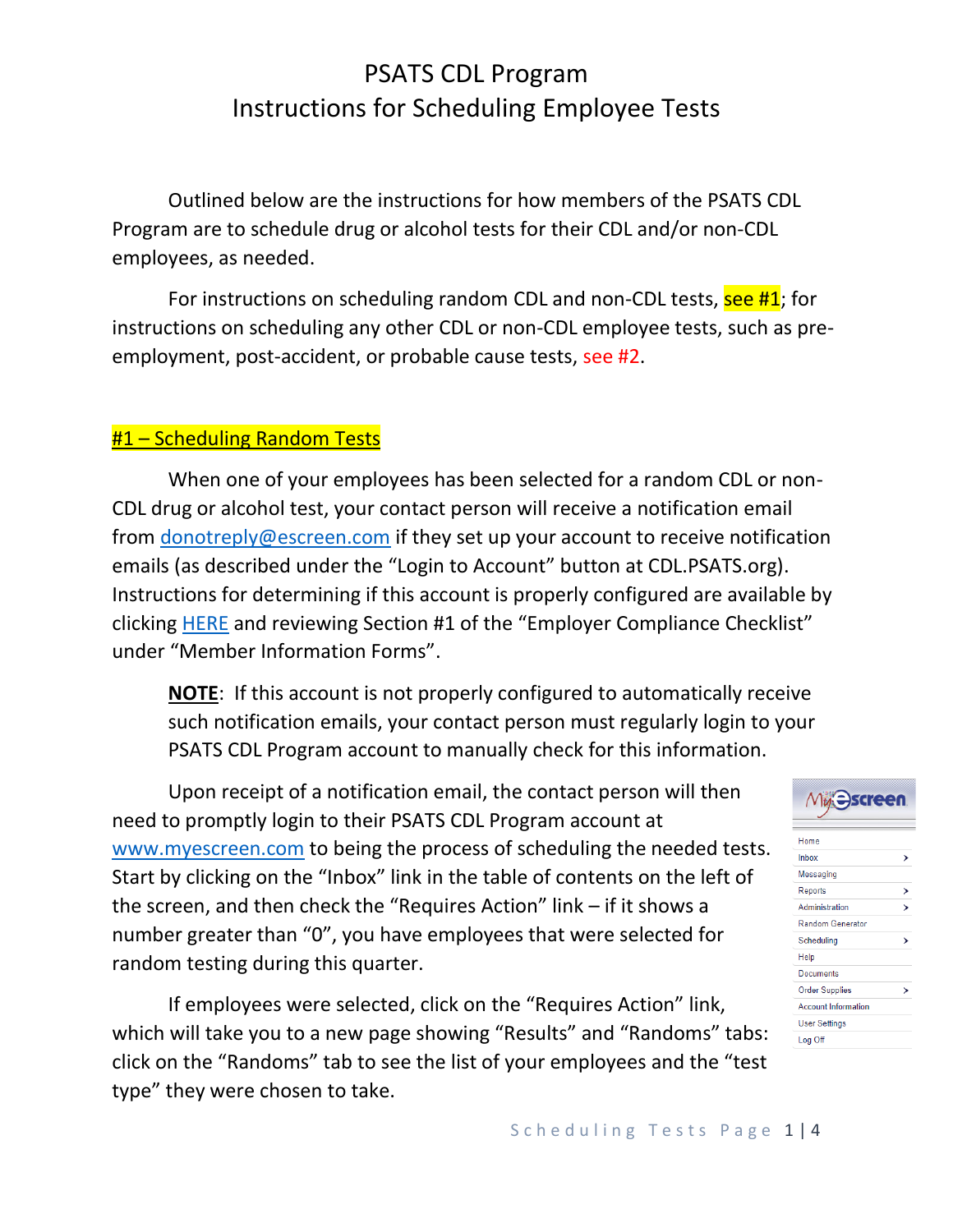# PSATS CDL Program
# Instructions for Scheduling Employee Tests

Outlined below are the instructions for how members of the PSATS CDL Program are to schedule drug or alcohol tests for their CDL and/or non-CDL employees, as needed.

For instructions on scheduling random CDL and non-CDL tests, see #1; for instructions on scheduling any other CDL or non-CDL employee tests, such as pre-employment, post-accident, or probable cause tests, see #2.

## #1 – Scheduling Random Tests

When one of your employees has been selected for a random CDL or non-CDL drug or alcohol test, your contact person will receive a notification email from donotreply@escreen.com if they set up your account to receive notification emails (as described under the "Login to Account" button at CDL.PSATS.org). Instructions for determining if this account is properly configured are available by clicking HERE and reviewing Section #1 of the "Employer Compliance Checklist" under "Member Information Forms".

**NOTE**: If this account is not properly configured to automatically receive such notification emails, your contact person must regularly login to your PSATS CDL Program account to manually check for this information.

Upon receipt of a notification email, the contact person will then need to promptly login to their PSATS CDL Program account at www.myescreen.com to being the process of scheduling the needed tests. Start by clicking on the "Inbox" link in the table of contents on the left of the screen, and then check the "Requires Action" link – if it shows a number greater than "0", you have employees that were selected for random testing during this quarter.

If employees were selected, click on the "Requires Action" link, which will take you to a new page showing "Results" and "Randoms" tabs: click on the "Randoms" tab to see the list of your employees and the "test type" they were chosen to take.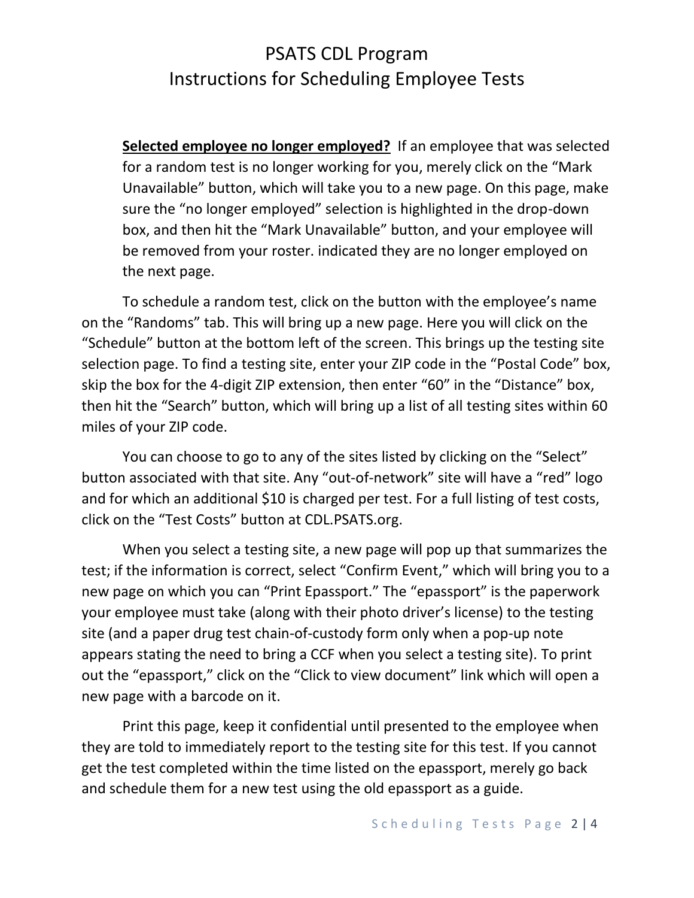**Selected employee no longer employed?** If an employee that was selected for a random test is no longer working for you, merely click on the "Mark Unavailable" button, which will take you to a new page. On this page, make sure the "no longer employed" selection is highlighted in the drop-down box, and then hit the "Mark Unavailable" button, and your employee will be removed from your roster. indicated they are no longer employed on the next page.

To schedule a random test, click on the button with the employee's name on the "Randoms" tab. This will bring up a new page. Here you will click on the "Schedule" button at the bottom left of the screen. This brings up the testing site selection page. To find a testing site, enter your ZIP code in the "Postal Code" box, skip the box for the 4-digit ZIP extension, then enter "60" in the "Distance" box, then hit the "Search" button, which will bring up a list of all testing sites within 60 miles of your ZIP code.

You can choose to go to any of the sites listed by clicking on the "Select" button associated with that site. Any "out-of-network" site will have a "red" logo and for which an additional $10 is charged per test. For a full listing of test costs, click on the "Test Costs" button at CDL.PSATS.org.

When you select a testing site, a new page will pop up that summarizes the test; if the information is correct, select "Confirm Event," which will bring you to a new page on which you can "Print Epassport." The "epassport" is the paperwork your employee must take (along with their photo driver's license) to the testing site (and a paper drug test chain-of-custody form only when a pop-up note appears stating the need to bring a CCF when you select a testing site). To print out the "epassport," click on the "Click to view document" link which will open a new page with a barcode on it.

Print this page, keep it confidential until presented to the employee when they are told to immediately report to the testing site for this test. If you cannot get the test completed within the time listed on the epassport, merely go back and schedule them for a new test using the old epassport as a guide.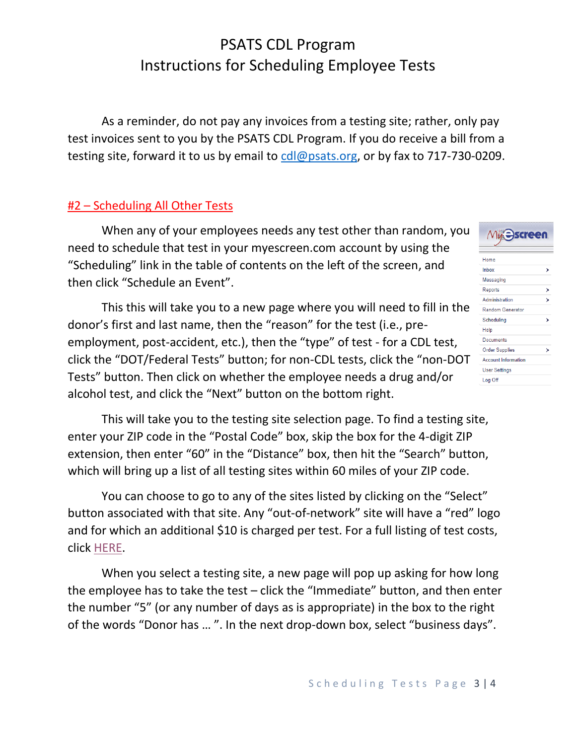# PSATS CDL Program
# Instructions for Scheduling Employee Tests

As a reminder, do not pay any invoices from a testing site; rather, only pay test invoices sent to you by the PSATS CDL Program. If you do receive a bill from a testing site, forward it to us by email to cdl@psats.org, or by fax to 717-730-0209.

## #2 – Scheduling All Other Tests

When any of your employees needs any test other than random, you need to schedule that test in your myescreen.com account by using the "Scheduling" link in the table of contents on the left of the screen, and then click "Schedule an Event".

This this will take you to a new page where you will need to fill in the donor's first and last name, then the "reason" for the test (i.e., pre-employment, post-accident, etc.), then the "type" of test - for a CDL test, click the "DOT/Federal Tests" button; for non-CDL tests, click the "non-DOT Tests" button. Then click on whether the employee needs a drug and/or alcohol test, and click the "Next" button on the bottom right.

This will take you to the testing site selection page. To find a testing site, enter your ZIP code in the "Postal Code" box, skip the box for the 4-digit ZIP extension, then enter "60" in the "Distance" box, then hit the "Search" button, which will bring up a list of all testing sites within 60 miles of your ZIP code.

You can choose to go to any of the sites listed by clicking on the "Select" button associated with that site. Any "out-of-network" site will have a "red" logo and for which an additional $10 is charged per test. For a full listing of test costs, click HERE.

When you select a testing site, a new page will pop up asking for how long the employee has to take the test – click the "Immediate" button, and then enter the number "5" (or any number of days as is appropriate) in the box to the right of the words "Donor has … ". In the next drop-down box, select "business days".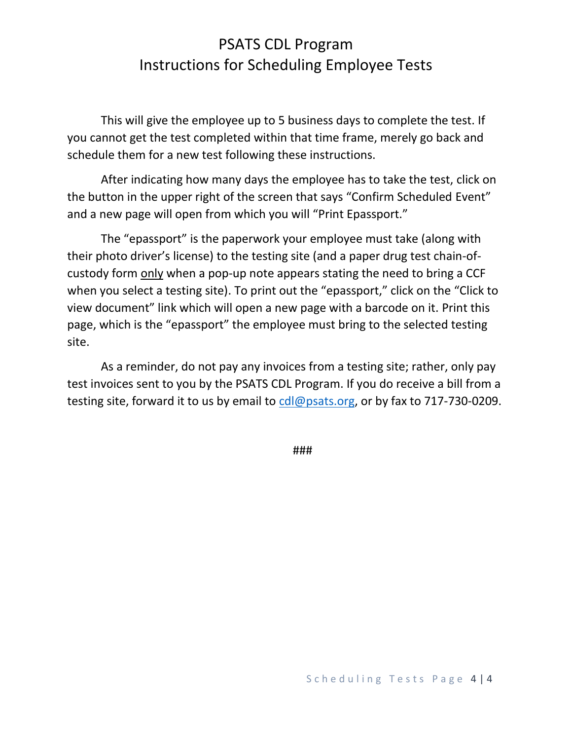# PSATS CDL Program
## Instructions for Scheduling Employee Tests

This will give the employee up to 5 business days to complete the test. If you cannot get the test completed within that time frame, merely go back and schedule them for a new test following these instructions.

After indicating how many days the employee has to take the test, click on the button in the upper right of the screen that says "Confirm Scheduled Event" and a new page will open from which you will "Print Epassport."

The "epassport" is the paperwork your employee must take (along with their photo driver's license) to the testing site (and a paper drug test chain-of-custody form <u>only</u> when a pop-up note appears stating the need to bring a CCF when you select a testing site). To print out the "epassport," click on the "Click to view document" link which will open a new page with a barcode on it. Print this page, which is the "epassport" the employee must bring to the selected testing site.

As a reminder, do not pay any invoices from a testing site; rather, only pay test invoices sent to you by the PSATS CDL Program. If you do receive a bill from a testing site, forward it to us by email to cdl@psats.org, or by fax to 717-730-0209.

###